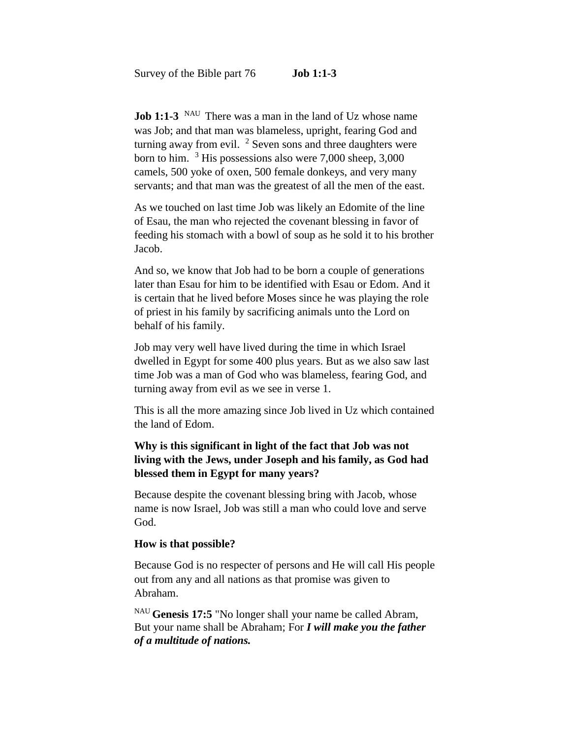Survey of the Bible part 76 **Job 1:1-3**

**Job 1:1-3** NAU There was a man in the land of Uz whose name was Job; and that man was blameless, upright, fearing God and turning away from evil. [2] Seven sons and three daughters were born to him. [3] His possessions also were 7,000 sheep, 3,000 camels, 500 yoke of oxen, 500 female donkeys, and very many servants; and that man was the greatest of all the men of the east.

As we touched on last time Job was likely an Edomite of the line of Esau, the man who rejected the covenant blessing in favor of feeding his stomach with a bowl of soup as he sold it to his brother Jacob.

And so, we know that Job had to be born a couple of generations later than Esau for him to be identified with Esau or Edom. And it is certain that he lived before Moses since he was playing the role of priest in his family by sacrificing animals unto the Lord on behalf of his family.

Job may very well have lived during the time in which Israel dwelled in Egypt for some 400 plus years. But as we also saw last time Job was a man of God who was blameless, fearing God, and turning away from evil as we see in verse 1.

This is all the more amazing since Job lived in Uz which contained the land of Edom.

**Why is this significant in light of the fact that Job was not living with the Jews, under Joseph and his family, as God had blessed them in Egypt for many years?**

Because despite the covenant blessing bring with Jacob, whose name is now Israel, Job was still a man who could love and serve God.

**How is that possible?**

Because God is no respecter of persons and He will call His people out from any and all nations as that promise was given to Abraham.

NAU **Genesis 17:5** "No longer shall your name be called Abram, But your name shall be Abraham; For ***I will make you the father of a multitude of nations.***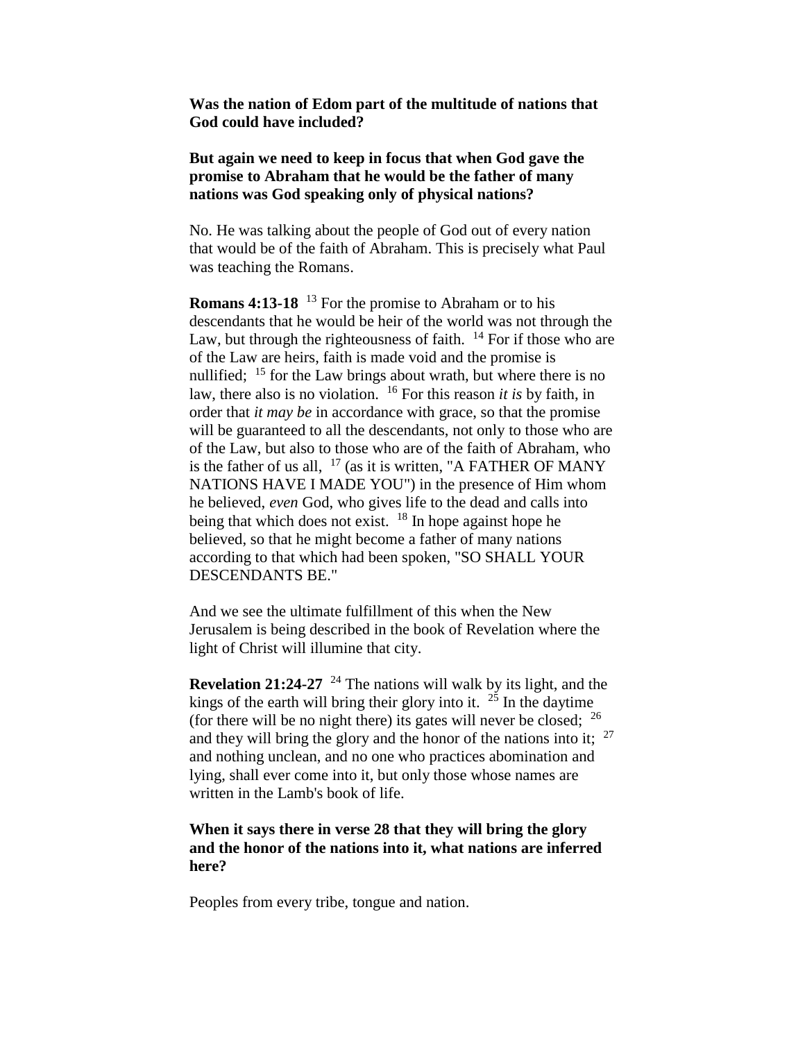**Was the nation of Edom part of the multitude of nations that God could have included?**

**But again we need to keep in focus that when God gave the promise to Abraham that he would be the father of many nations was God speaking only of physical nations?**

No. He was talking about the people of God out of every nation that would be of the faith of Abraham. This is precisely what Paul was teaching the Romans.

**Romans 4:13-18** [13] For the promise to Abraham or to his descendants that he would be heir of the world was not through the Law, but through the righteousness of faith. [14] For if those who are of the Law are heirs, faith is made void and the promise is nullified; [15] for the Law brings about wrath, but where there is no law, there also is no violation. [16] For this reason *it is* by faith, in order that *it may be* in accordance with grace, so that the promise will be guaranteed to all the descendants, not only to those who are of the Law, but also to those who are of the faith of Abraham, who is the father of us all, [17] (as it is written, "A FATHER OF MANY NATIONS HAVE I MADE YOU") in the presence of Him whom he believed, *even* God, who gives life to the dead and calls into being that which does not exist. [18] In hope against hope he believed, so that he might become a father of many nations according to that which had been spoken, "SO SHALL YOUR DESCENDANTS BE."

And we see the ultimate fulfillment of this when the New Jerusalem is being described in the book of Revelation where the light of Christ will illumine that city.

**Revelation 21:24-27** [24] The nations will walk by its light, and the kings of the earth will bring their glory into it. [25] In the daytime (for there will be no night there) its gates will never be closed; [26] and they will bring the glory and the honor of the nations into it; [27] and nothing unclean, and no one who practices abomination and lying, shall ever come into it, but only those whose names are written in the Lamb's book of life.

**When it says there in verse 28 that they will bring the glory and the honor of the nations into it, what nations are inferred here?**

Peoples from every tribe, tongue and nation.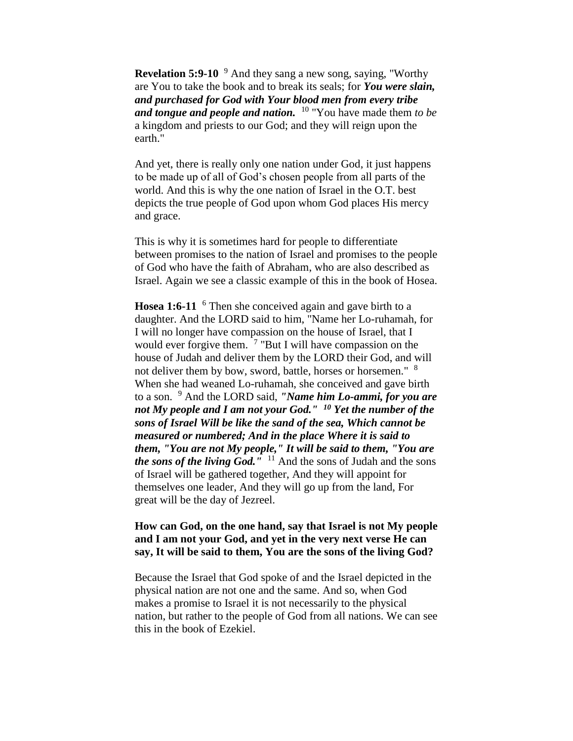**Revelation 5:9-10** [9] And they sang a new song, saying, "Worthy are You to take the book and to break its seals; for ***You were slain, and purchased for God with Your blood men from every tribe and tongue and people and nation.*** [10] "You have made them *to be* a kingdom and priests to our God; and they will reign upon the earth."

And yet, there is really only one nation under God, it just happens to be made up of all of God's chosen people from all parts of the world. And this is why the one nation of Israel in the O.T. best depicts the true people of God upon whom God places His mercy and grace.

This is why it is sometimes hard for people to differentiate between promises to the nation of Israel and promises to the people of God who have the faith of Abraham, who are also described as Israel. Again we see a classic example of this in the book of Hosea.

**Hosea 1:6-11** [6] Then she conceived again and gave birth to a daughter. And the LORD said to him, "Name her Lo-ruhamah, for I will no longer have compassion on the house of Israel, that I would ever forgive them. [7] "But I will have compassion on the house of Judah and deliver them by the LORD their God, and will not deliver them by bow, sword, battle, horses or horsemen." [8] When she had weaned Lo-ruhamah, she conceived and gave birth to a son. [9] And the LORD said, ***"Name him Lo-ammi, for you are not My people and I am not your God." [10] Yet the number of the sons of Israel Will be like the sand of the sea, Which cannot be measured or numbered; And in the place Where it is said to them, "You are not My people," It will be said to them, "You are the sons of the living God."*** [11] And the sons of Judah and the sons of Israel will be gathered together, And they will appoint for themselves one leader, And they will go up from the land, For great will be the day of Jezreel.

**How can God, on the one hand, say that Israel is not My people and I am not your God, and yet in the very next verse He can say, It will be said to them, You are the sons of the living God?**

Because the Israel that God spoke of and the Israel depicted in the physical nation are not one and the same. And so, when God makes a promise to Israel it is not necessarily to the physical nation, but rather to the people of God from all nations. We can see this in the book of Ezekiel.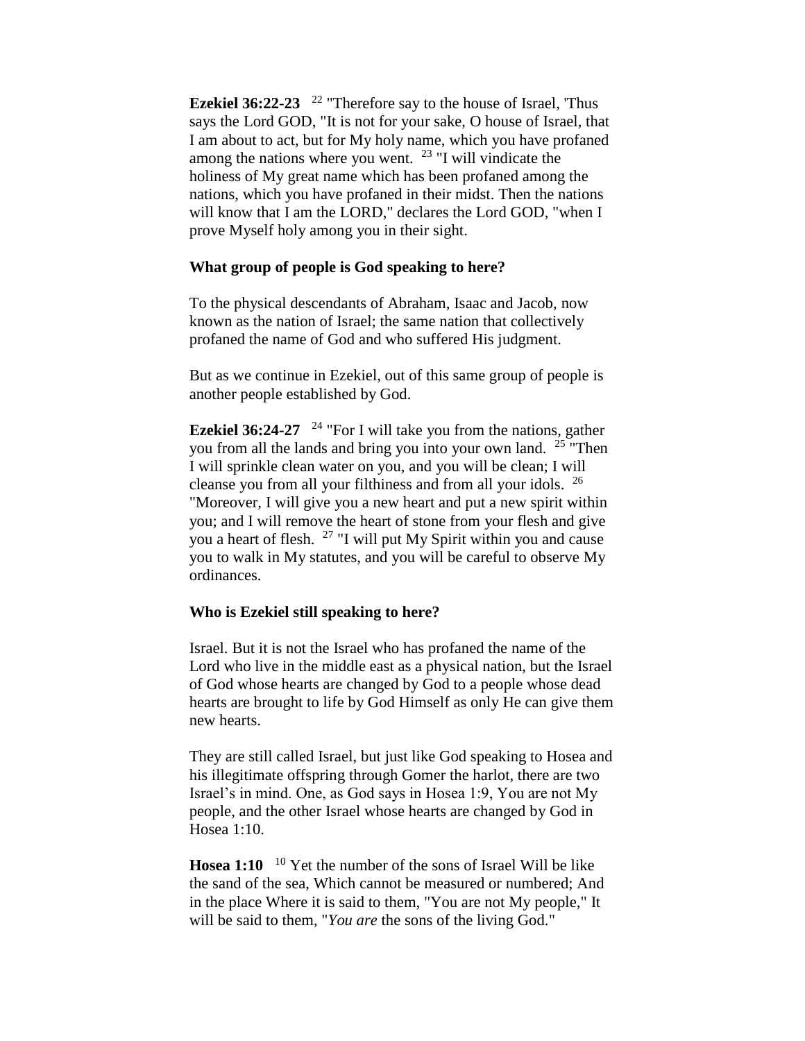**Ezekiel 36:22-23** [22] "Therefore say to the house of Israel, 'Thus says the Lord GOD, "It is not for your sake, O house of Israel, that I am about to act, but for My holy name, which you have profaned among the nations where you went. [23] "I will vindicate the holiness of My great name which has been profaned among the nations, which you have profaned in their midst. Then the nations will know that I am the LORD," declares the Lord GOD, "when I prove Myself holy among you in their sight.

**What group of people is God speaking to here?**

To the physical descendants of Abraham, Isaac and Jacob, now known as the nation of Israel; the same nation that collectively profaned the name of God and who suffered His judgment.

But as we continue in Ezekiel, out of this same group of people is another people established by God.

**Ezekiel 36:24-27** [24] "For I will take you from the nations, gather you from all the lands and bring you into your own land. [25] "Then I will sprinkle clean water on you, and you will be clean; I will cleanse you from all your filthiness and from all your idols. [26] "Moreover, I will give you a new heart and put a new spirit within you; and I will remove the heart of stone from your flesh and give you a heart of flesh. [27] "I will put My Spirit within you and cause you to walk in My statutes, and you will be careful to observe My ordinances.

**Who is Ezekiel still speaking to here?**

Israel. But it is not the Israel who has profaned the name of the Lord who live in the middle east as a physical nation, but the Israel of God whose hearts are changed by God to a people whose dead hearts are brought to life by God Himself as only He can give them new hearts.

They are still called Israel, but just like God speaking to Hosea and his illegitimate offspring through Gomer the harlot, there are two Israel's in mind. One, as God says in Hosea 1:9, You are not My people, and the other Israel whose hearts are changed by God in Hosea 1:10.

**Hosea 1:10** [10] Yet the number of the sons of Israel Will be like the sand of the sea, Which cannot be measured or numbered; And in the place Where it is said to them, "You are not My people," It will be said to them, "*You are* the sons of the living God."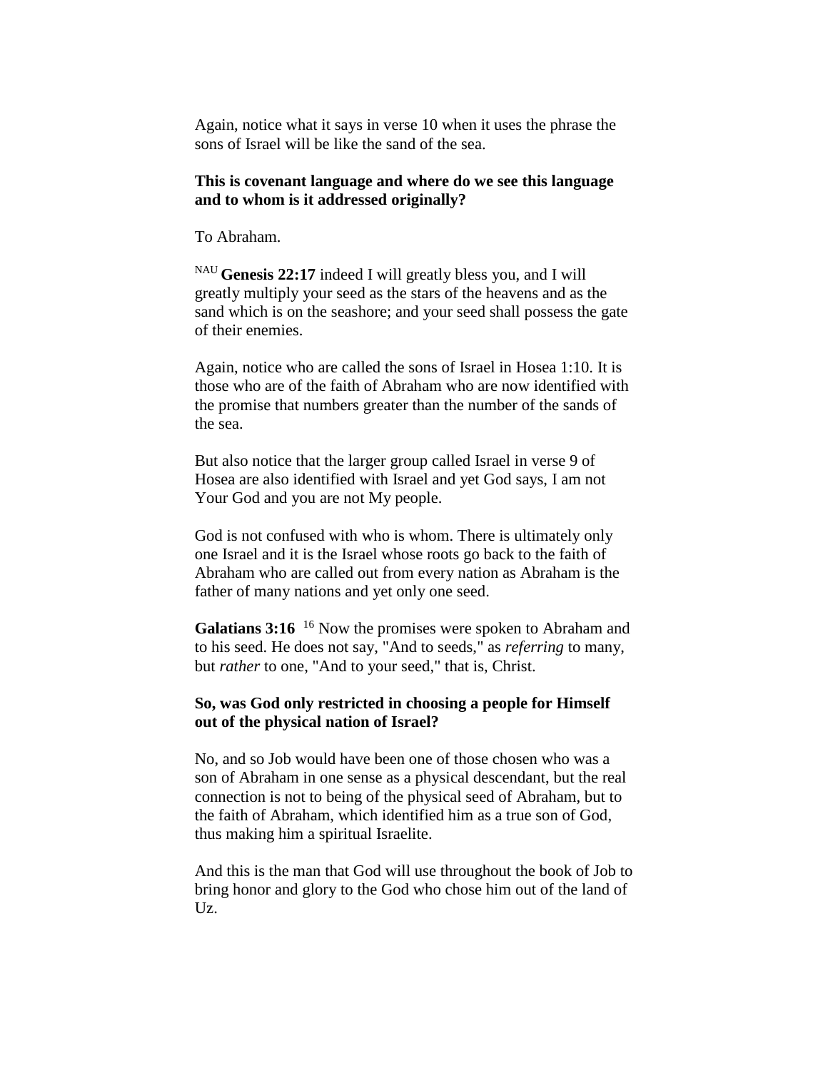Again, notice what it says in verse 10 when it uses the phrase the sons of Israel will be like the sand of the sea.

**This is covenant language and where do we see this language and to whom is it addressed originally?**

To Abraham.

NAU **Genesis 22:17** indeed I will greatly bless you, and I will greatly multiply your seed as the stars of the heavens and as the sand which is on the seashore; and your seed shall possess the gate of their enemies.

Again, notice who are called the sons of Israel in Hosea 1:10. It is those who are of the faith of Abraham who are now identified with the promise that numbers greater than the number of the sands of the sea.

But also notice that the larger group called Israel in verse 9 of Hosea are also identified with Israel and yet God says, I am not Your God and you are not My people.

God is not confused with who is whom. There is ultimately only one Israel and it is the Israel whose roots go back to the faith of Abraham who are called out from every nation as Abraham is the father of many nations and yet only one seed.

**Galatians 3:16** [16] Now the promises were spoken to Abraham and to his seed. He does not say, "And to seeds," as *referring* to many, but *rather* to one, "And to your seed," that is, Christ.

**So, was God only restricted in choosing a people for Himself out of the physical nation of Israel?**

No, and so Job would have been one of those chosen who was a son of Abraham in one sense as a physical descendant, but the real connection is not to being of the physical seed of Abraham, but to the faith of Abraham, which identified him as a true son of God, thus making him a spiritual Israelite.

And this is the man that God will use throughout the book of Job to bring honor and glory to the God who chose him out of the land of Uz.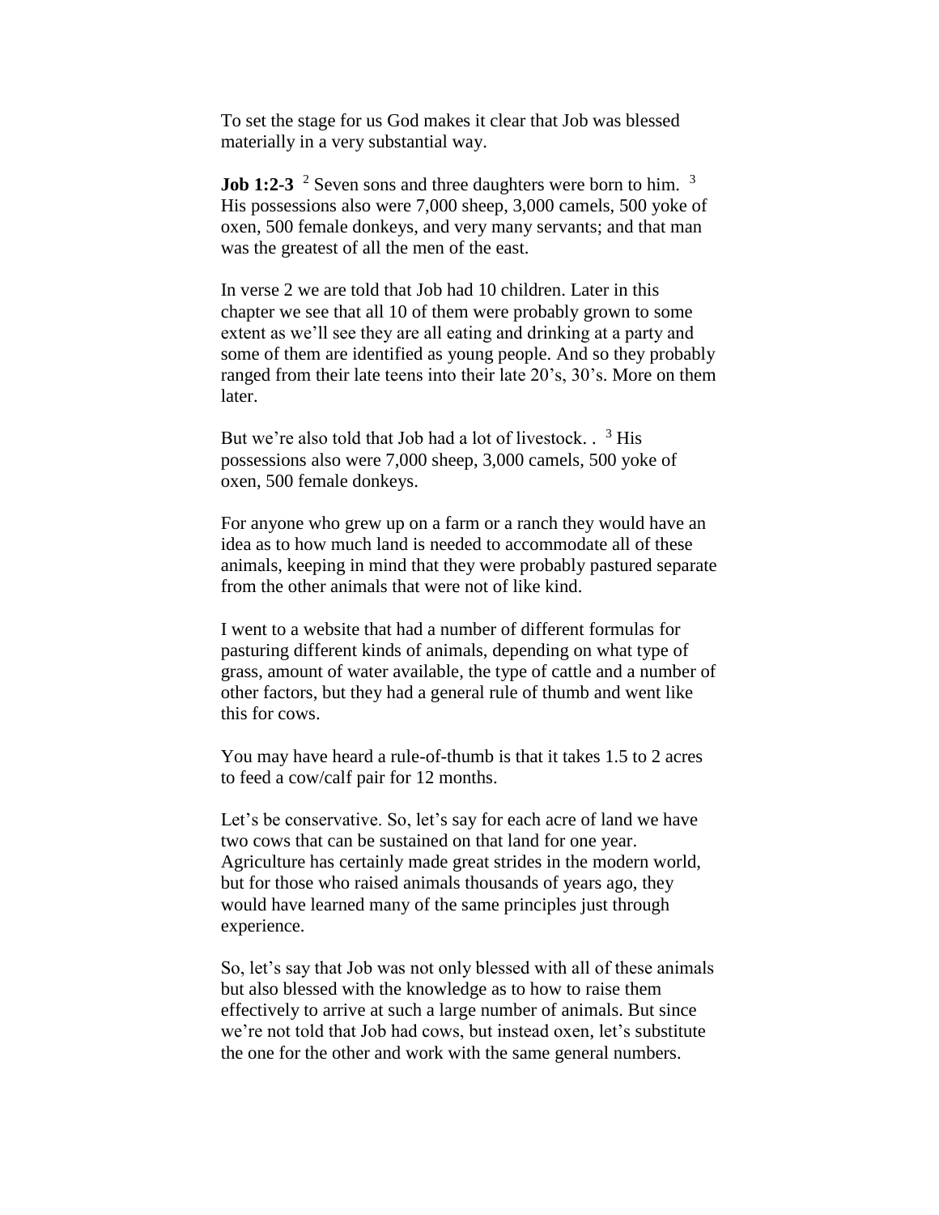To set the stage for us God makes it clear that Job was blessed materially in a very substantial way.

**Job 1:2-3** [2] Seven sons and three daughters were born to him. [3] His possessions also were 7,000 sheep, 3,000 camels, 500 yoke of oxen, 500 female donkeys, and very many servants; and that man was the greatest of all the men of the east.

In verse 2 we are told that Job had 10 children. Later in this chapter we see that all 10 of them were probably grown to some extent as we'll see they are all eating and drinking at a party and some of them are identified as young people. And so they probably ranged from their late teens into their late 20's, 30's. More on them later.

But we're also told that Job had a lot of livestock. . [3] His possessions also were 7,000 sheep, 3,000 camels, 500 yoke of oxen, 500 female donkeys.

For anyone who grew up on a farm or a ranch they would have an idea as to how much land is needed to accommodate all of these animals, keeping in mind that they were probably pastured separate from the other animals that were not of like kind.

I went to a website that had a number of different formulas for pasturing different kinds of animals, depending on what type of grass, amount of water available, the type of cattle and a number of other factors, but they had a general rule of thumb and went like this for cows.

You may have heard a rule-of-thumb is that it takes 1.5 to 2 acres to feed a cow/calf pair for 12 months.

Let's be conservative. So, let's say for each acre of land we have two cows that can be sustained on that land for one year. Agriculture has certainly made great strides in the modern world, but for those who raised animals thousands of years ago, they would have learned many of the same principles just through experience.

So, let's say that Job was not only blessed with all of these animals but also blessed with the knowledge as to how to raise them effectively to arrive at such a large number of animals. But since we're not told that Job had cows, but instead oxen, let's substitute the one for the other and work with the same general numbers.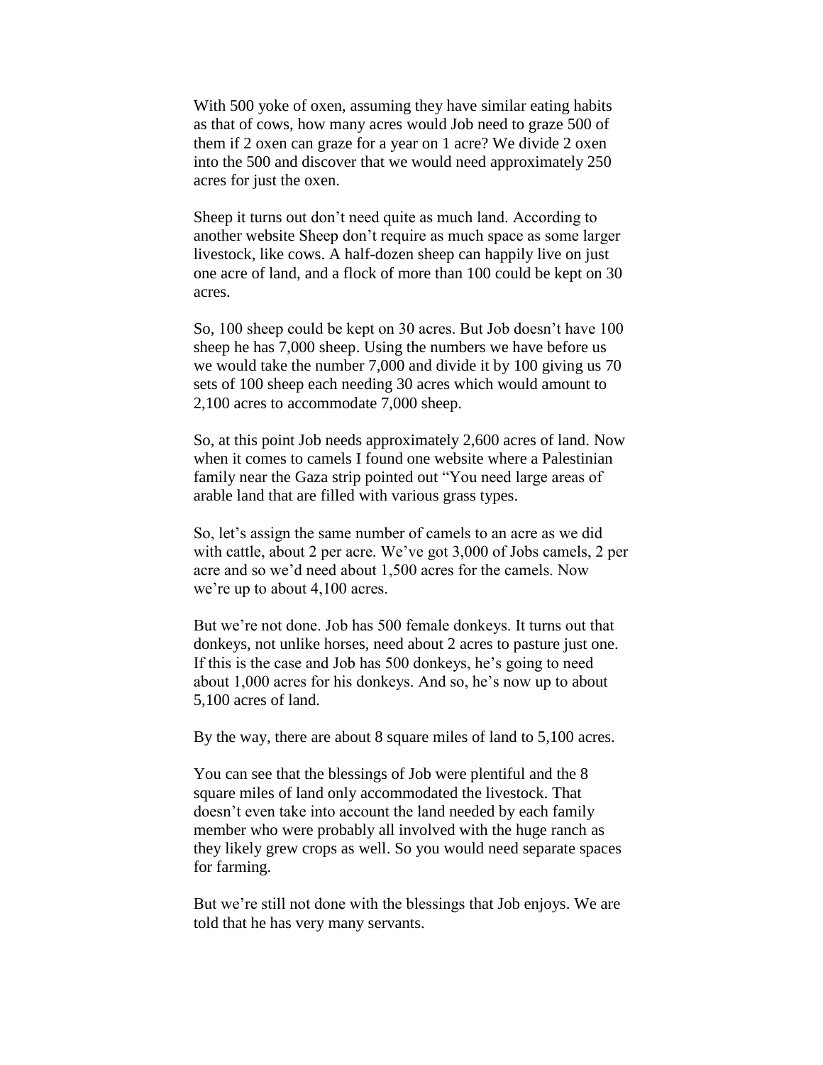With 500 yoke of oxen, assuming they have similar eating habits as that of cows, how many acres would Job need to graze 500 of them if 2 oxen can graze for a year on 1 acre? We divide 2 oxen into the 500 and discover that we would need approximately 250 acres for just the oxen.

Sheep it turns out don't need quite as much land. According to another website Sheep don't require as much space as some larger livestock, like cows. A half-dozen sheep can happily live on just one acre of land, and a flock of more than 100 could be kept on 30 acres.

So, 100 sheep could be kept on 30 acres. But Job doesn't have 100 sheep he has 7,000 sheep. Using the numbers we have before us we would take the number 7,000 and divide it by 100 giving us 70 sets of 100 sheep each needing 30 acres which would amount to 2,100 acres to accommodate 7,000 sheep.

So, at this point Job needs approximately 2,600 acres of land. Now when it comes to camels I found one website where a Palestinian family near the Gaza strip pointed out "You need large areas of arable land that are filled with various grass types.

So, let's assign the same number of camels to an acre as we did with cattle, about 2 per acre. We've got 3,000 of Jobs camels, 2 per acre and so we'd need about 1,500 acres for the camels. Now we're up to about 4,100 acres.

But we're not done. Job has 500 female donkeys. It turns out that donkeys, not unlike horses, need about 2 acres to pasture just one. If this is the case and Job has 500 donkeys, he's going to need about 1,000 acres for his donkeys. And so, he's now up to about 5,100 acres of land.

By the way, there are about 8 square miles of land to 5,100 acres.

You can see that the blessings of Job were plentiful and the 8 square miles of land only accommodated the livestock. That doesn't even take into account the land needed by each family member who were probably all involved with the huge ranch as they likely grew crops as well. So you would need separate spaces for farming.

But we're still not done with the blessings that Job enjoys. We are told that he has very many servants.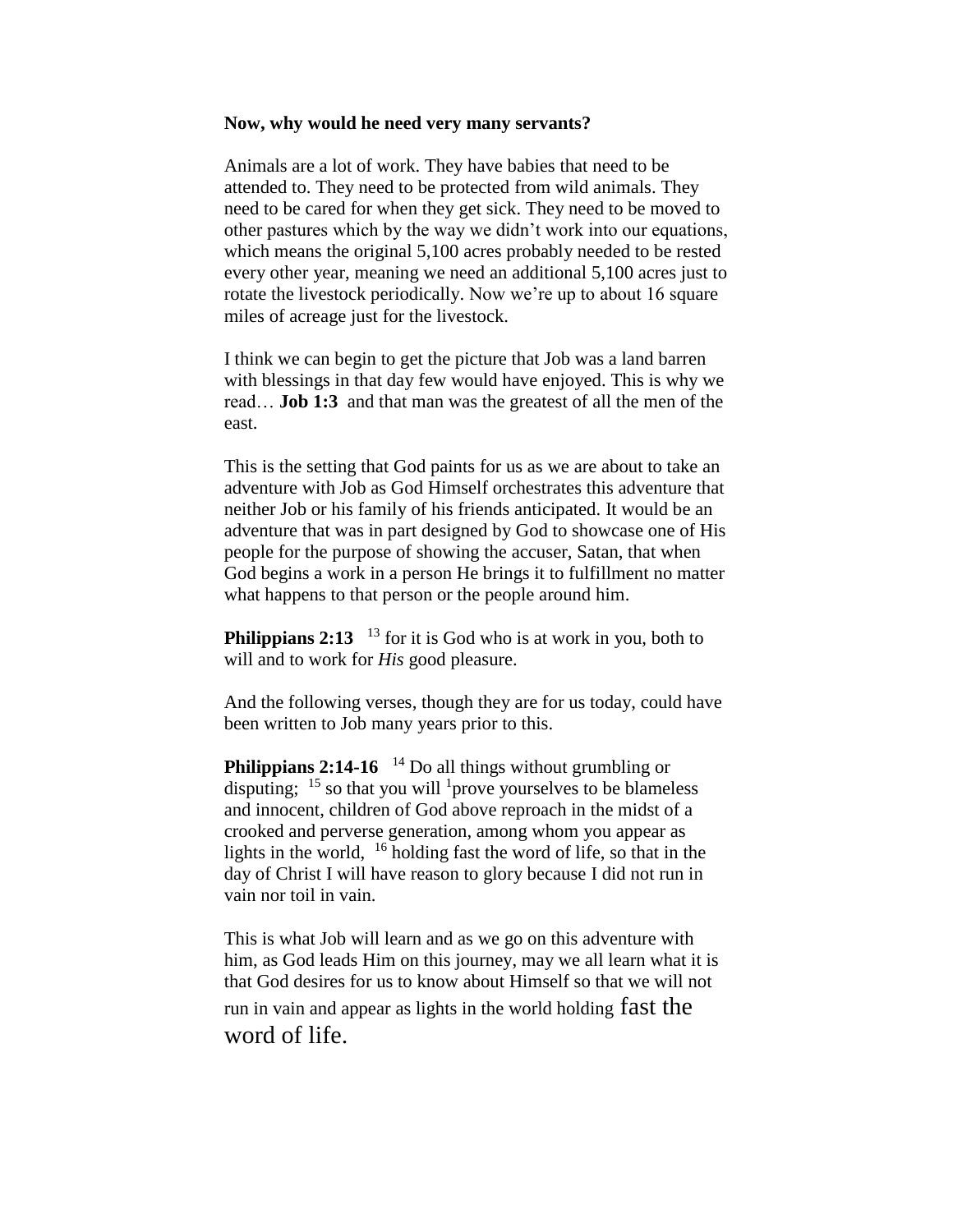**Now, why would he need very many servants?**

Animals are a lot of work. They have babies that need to be attended to. They need to be protected from wild animals. They need to be cared for when they get sick. They need to be moved to other pastures which by the way we didn't work into our equations, which means the original 5,100 acres probably needed to be rested every other year, meaning we need an additional 5,100 acres just to rotate the livestock periodically. Now we're up to about 16 square miles of acreage just for the livestock.

I think we can begin to get the picture that Job was a land barren with blessings in that day few would have enjoyed. This is why we read… **Job 1:3** and that man was the greatest of all the men of the east.

This is the setting that God paints for us as we are about to take an adventure with Job as God Himself orchestrates this adventure that neither Job or his family of his friends anticipated. It would be an adventure that was in part designed by God to showcase one of His people for the purpose of showing the accuser, Satan, that when God begins a work in a person He brings it to fulfillment no matter what happens to that person or the people around him.

**Philippians 2:13** [13] for it is God who is at work in you, both to will and to work for *His* good pleasure.

And the following verses, though they are for us today, could have been written to Job many years prior to this.

**Philippians 2:14-16** [14] Do all things without grumbling or disputing; [15] so that you will [1]prove yourselves to be blameless and innocent, children of God above reproach in the midst of a crooked and perverse generation, among whom you appear as lights in the world, [16] holding fast the word of life, so that in the day of Christ I will have reason to glory because I did not run in vain nor toil in vain.

This is what Job will learn and as we go on this adventure with him, as God leads Him on this journey, may we all learn what it is that God desires for us to know about Himself so that we will not run in vain and appear as lights in the world holding fast the word of life.